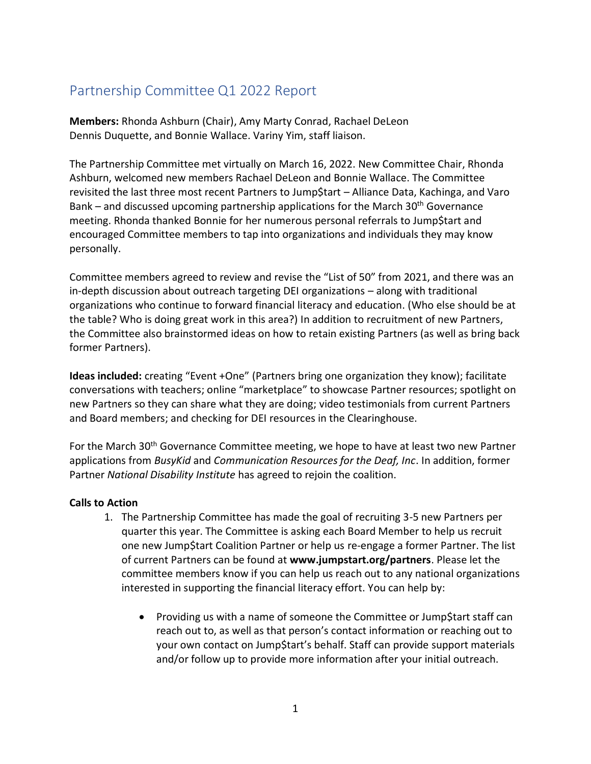# Partnership Committee Q1 2022 Report

**Members:** Rhonda Ashburn (Chair), Amy Marty Conrad, Rachael DeLeon Dennis Duquette, and Bonnie Wallace. Variny Yim, staff liaison.

The Partnership Committee met virtually on March 16, 2022. New Committee Chair, Rhonda Ashburn, welcomed new members Rachael DeLeon and Bonnie Wallace. The Committee revisited the last three most recent Partners to Jump$tart – Alliance Data, Kachinga, and Varo Bank – and discussed upcoming partnership applications for the March 30th Governance meeting. Rhonda thanked Bonnie for her numerous personal referrals to Jump$tart and encouraged Committee members to tap into organizations and individuals they may know personally.

Committee members agreed to review and revise the "List of 50" from 2021, and there was an in-depth discussion about outreach targeting DEI organizations – along with traditional organizations who continue to forward financial literacy and education. (Who else should be at the table? Who is doing great work in this area?) In addition to recruitment of new Partners, the Committee also brainstormed ideas on how to retain existing Partners (as well as bring back former Partners).

**Ideas included:** creating "Event +One" (Partners bring one organization they know); facilitate conversations with teachers; online "marketplace" to showcase Partner resources; spotlight on new Partners so they can share what they are doing; video testimonials from current Partners and Board members; and checking for DEI resources in the Clearinghouse.

For the March 30th Governance Committee meeting, we hope to have at least two new Partner applications from *BusyKid* and *Communication Resources for the Deaf, Inc*. In addition, former Partner *National Disability Institute* has agreed to rejoin the coalition.

**Calls to Action**

1. The Partnership Committee has made the goal of recruiting 3-5 new Partners per quarter this year. The Committee is asking each Board Member to help us recruit one new Jump$tart Coalition Partner or help us re-engage a former Partner. The list of current Partners can be found at **www.jumpstart.org/partners**. Please let the committee members know if you can help us reach out to any national organizations interested in supporting the financial literacy effort. You can help by:

   - Providing us with a name of someone the Committee or Jump$tart staff can reach out to, as well as that person's contact information or reaching out to your own contact on Jump$tart's behalf. Staff can provide support materials and/or follow up to provide more information after your initial outreach.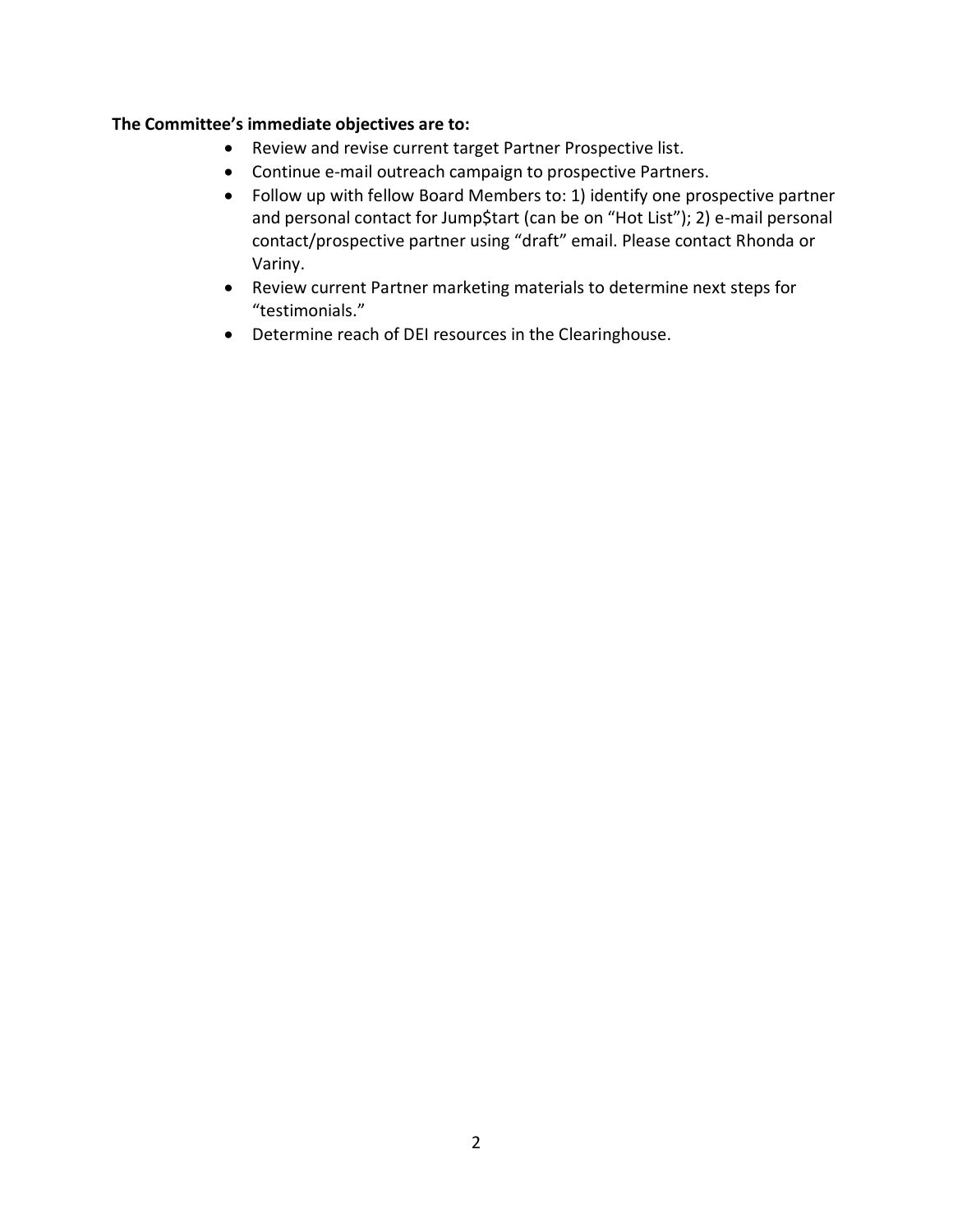**The Committee's immediate objectives are to:**

- Review and revise current target Partner Prospective list.
- Continue e-mail outreach campaign to prospective Partners.
- Follow up with fellow Board Members to: 1) identify one prospective partner and personal contact for Jump$tart (can be on "Hot List"); 2) e-mail personal contact/prospective partner using "draft" email. Please contact Rhonda or Variny.
- Review current Partner marketing materials to determine next steps for "testimonials."
- Determine reach of DEI resources in the Clearinghouse.